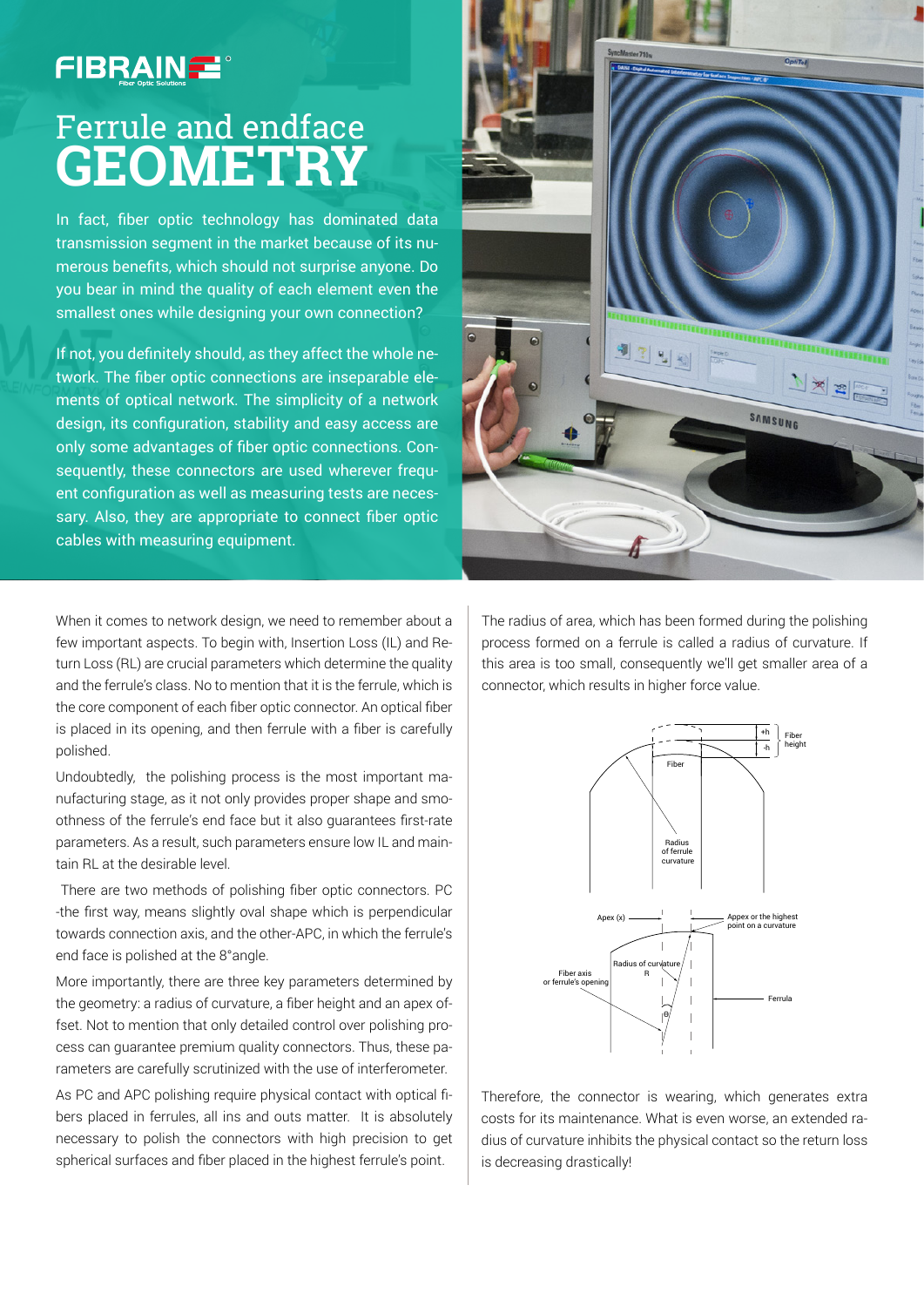FIBRAIN Fiber Optic Solutions

# Ferrule and endface GEOMETRY

In fact, fiber optic technology has dominated data transmission segment in the market because of its numerous benefits, which should not surprise anyone. Do you bear in mind the quality of each element even the smallest ones while designing your own connection?

If not, you definitely should, as they affect the whole network. The fiber optic connections are inseparable elements of optical network. The simplicity of a network design, its configuration, stability and easy access are only some advantages of fiber optic connections. Consequently, these connectors are used wherever frequent configuration as well as measuring tests are necessary. Also, they are appropriate to connect fiber optic cables with measuring equipment.

When it comes to network design, we need to remember about a few important aspects. To begin with, Insertion Loss (IL) and Return Loss (RL) are crucial parameters which determine the quality and the ferrule's class. No to mention that it is the ferrule, which is the core component of each fiber optic connector. An optical fiber is placed in its opening, and then ferrule with a fiber is carefully polished.

Undoubtedly, the polishing process is the most important manufacturing stage, as it not only provides proper shape and smoothness of the ferrule's end face but it also guarantees first-rate parameters. As a result, such parameters ensure low IL and maintain RL at the desirable level.

There are two methods of polishing fiber optic connectors. PC -the first way, means slightly oval shape which is perpendicular towards connection axis, and the other-APC, in which the ferrule's end face is polished at the 8°angle.

More importantly, there are three key parameters determined by the geometry: a radius of curvature, a fiber height and an apex offset. Not to mention that only detailed control over polishing process can guarantee premium quality connectors. Thus, these parameters are carefully scrutinized with the use of interferometer.

As PC and APC polishing require physical contact with optical fibers placed in ferrules, all ins and outs matter. It is absolutely necessary to polish the connectors with high precision to get spherical surfaces and fiber placed in the highest ferrule's point.

The radius of area, which has been formed during the polishing process formed on a ferrule is called a radius of curvature. If this area is too small, consequently we'll get smaller area of a connector, which results in higher force value.

Fiber height: +h, -h; Fiber; Radius of ferrule curvature

Apex (x); Appex or the highest point on a curvature; Radius of curvature R; Fiber axis or ferrule's opening; Ferrula; θ

Therefore, the connector is wearing, which generates extra costs for its maintenance. What is even worse, an extended radius of curvature inhibits the physical contact so the return loss is decreasing drastically!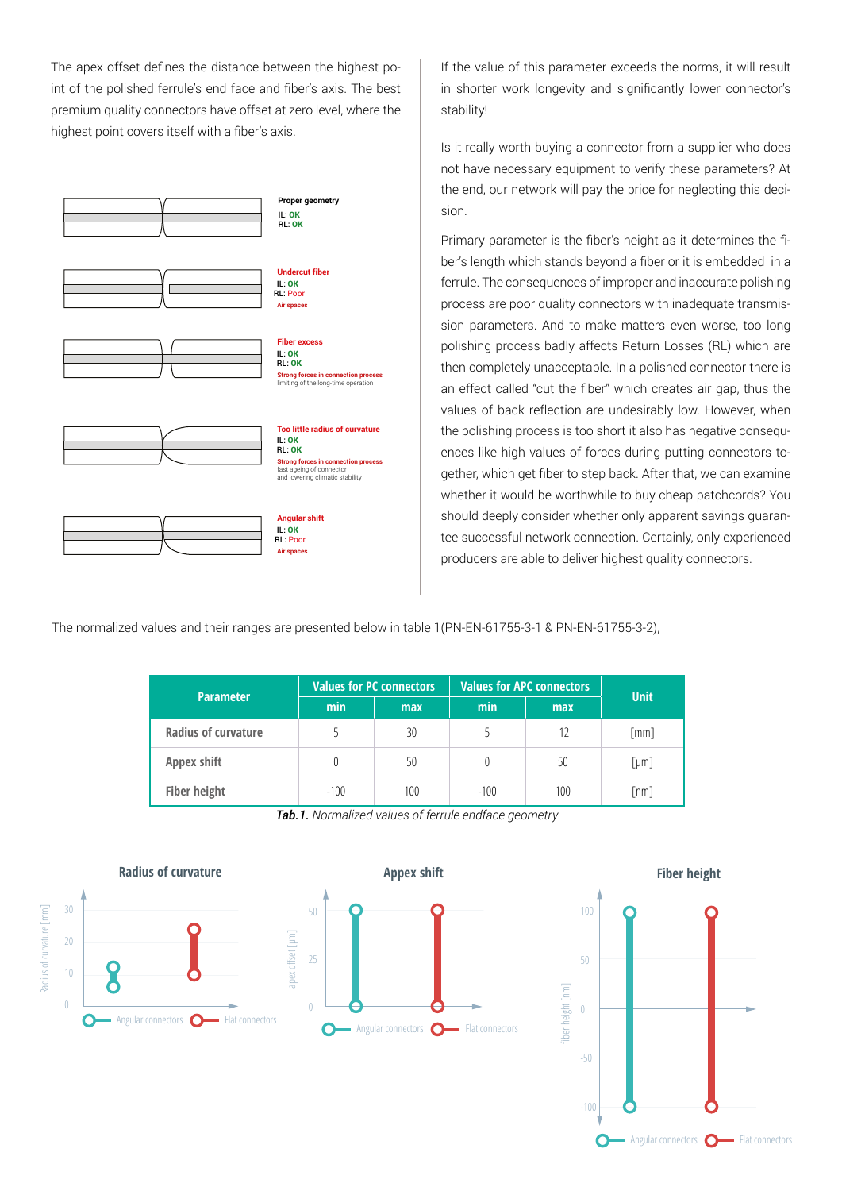The apex offset defines the distance between the highest point of the polished ferrule's end face and fiber's axis. The best premium quality connectors have offset at zero level, where the highest point covers itself with a fiber's axis.

Proper geometry
IL: OK
RL: OK

Undercut fiber
IL: OK
RL: Poor
Air spaces

Fiber excess
IL: OK
RL: OK
Strong forces in connection process
limiting of the long-time operation

Too little radius of curvature
IL: OK
RL: OK
Strong forces in connection process
fast ageing of connector
and lowering climatic stability

Angular shift
IL: OK
RL: Poor
Air spaces

If the value of this parameter exceeds the norms, it will result in shorter work longevity and significantly lower connector's stability!

Is it really worth buying a connector from a supplier who does not have necessary equipment to verify these parameters? At the end, our network will pay the price for neglecting this decision.

Primary parameter is the fiber's height as it determines the fiber's length which stands beyond a fiber or it is embedded in a ferrule. The consequences of improper and inaccurate polishing process are poor quality connectors with inadequate transmission parameters. And to make matters even worse, too long polishing process badly affects Return Losses (RL) which are then completely unacceptable. In a polished connector there is an effect called "cut the fiber" which creates air gap, thus the values of back reflection are undesirably low. However, when the polishing process is too short it also has negative consequences like high values of forces during putting connectors together, which get fiber to step back. After that, we can examine whether it would be worthwhile to buy cheap patchcords? You should deeply consider whether only apparent savings guarantee successful network connection. Certainly, only experienced producers are able to deliver highest quality connectors.

The normalized values and their ranges are presented below in table 1(PN-EN-61755-3-1 & PN-EN-61755-3-2),

| Parameter | Values for PC connectors | | Values for APC connectors | | Unit |
|---|---|---|---|---|---|
| | min | max | min | max | |
| Radius of curvature | 5 | 30 | 5 | 12 | [mm] |
| Appex shift | 0 | 50 | 0 | 50 | [μm] |
| Fiber height | -100 | 100 | -100 | 100 | [nm] |

***Tab.1.*** *Normalized values of ferrule endface geometry*

**Radius of curvature**

**Appex shift**

**Fiber height**

Angular connectors — Flat connectors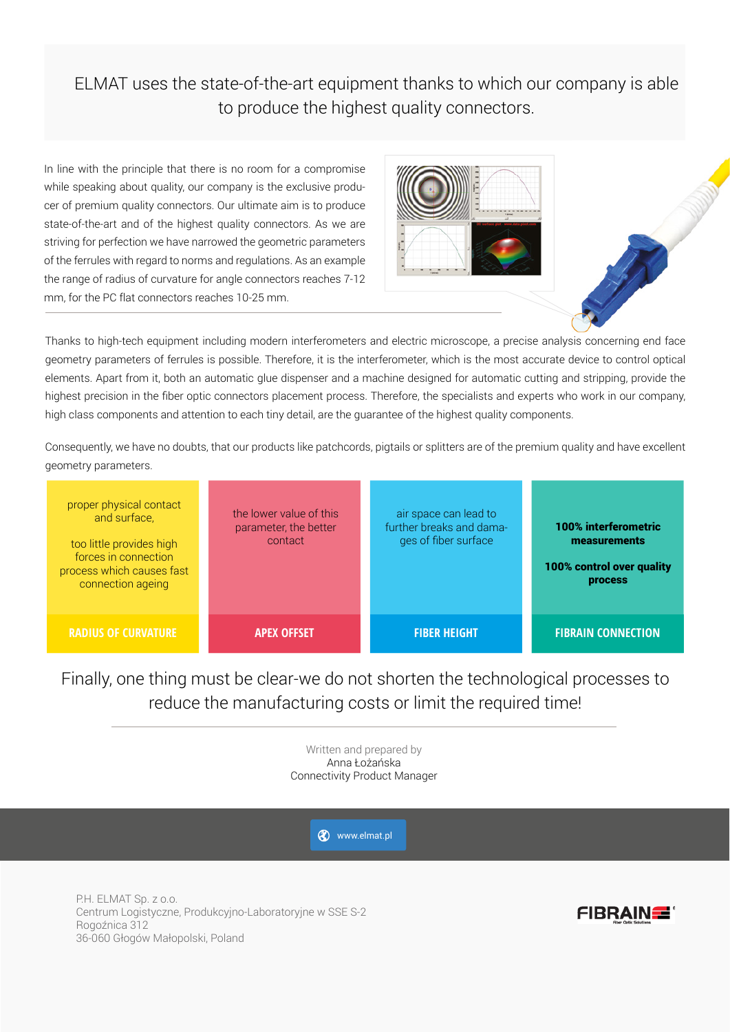ELMAT uses the state-of-the-art equipment thanks to which our company is able to produce the highest quality connectors.

In line with the principle that there is no room for a compromise while speaking about quality, our company is the exclusive producer of premium quality connectors. Our ultimate aim is to produce state-of-the-art and of the highest quality connectors. As we are striving for perfection we have narrowed the geometric parameters of the ferrules with regard to norms and regulations. As an example the range of radius of curvature for angle connectors reaches 7-12 mm, for the PC flat connectors reaches 10-25 mm.

Thanks to high-tech equipment including modern interferometers and electric microscope, a precise analysis concerning end face geometry parameters of ferrules is possible. Therefore, it is the interferometer, which is the most accurate device to control optical elements. Apart from it, both an automatic glue dispenser and a machine designed for automatic cutting and stripping, provide the highest precision in the fiber optic connectors placement process. Therefore, the specialists and experts who work in our company, high class components and attention to each tiny detail, are the guarantee of the highest quality components.

Consequently, we have no doubts, that our products like patchcords, pigtails or splitters are of the premium quality and have excellent geometry parameters.

| RADIUS OF CURVATURE | APEX OFFSET | FIBER HEIGHT | FIBRAIN CONNECTION |
|---|---|---|---|
| proper physical contact and surface, too little provides high forces in connection process which causes fast connection ageing | the lower value of this parameter, the better contact | air space can lead to further breaks and damages of fiber surface | **100% interferometric measurements** **100% control over quality process** |

Finally, one thing must be clear-we do not shorten the technological processes to reduce the manufacturing costs or limit the required time!

Written and prepared by
Anna Łożańska
Connectivity Product Manager

www.elmat.pl

P.H. ELMAT Sp. z o.o.
Centrum Logistyczne, Produkcyjno-Laboratoryjne w SSE S-2
Rogoźnica 312
36-060 Głogów Małopolski, Poland

FIBRAIN Fiber Optic Solutions